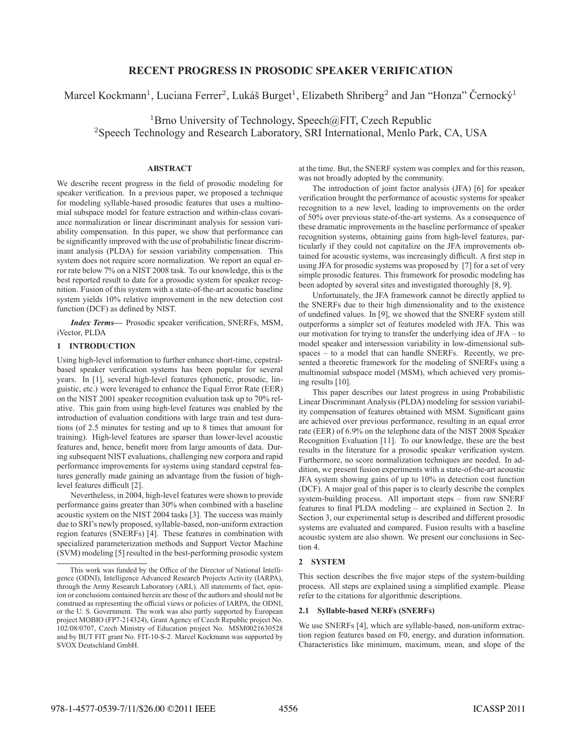# RECENT PROGRESS IN PROSODIC SPEAKER VERIFICATION

Marcel Kockmann[1], Luciana Ferrer[2], Lukáš Burget[1], Elizabeth Shriberg[2] and Jan "Honza" Černocký[1]

[1]Brno University of Technology, Speech@FIT, Czech Republic
[2]Speech Technology and Research Laboratory, SRI International, Menlo Park, CA, USA

## ABSTRACT

We describe recent progress in the field of prosodic modeling for speaker verification. In a previous paper, we proposed a technique for modeling syllable-based prosodic features that uses a multinomial subspace model for feature extraction and within-class covariance normalization or linear discriminant analysis for session variability compensation. In this paper, we show that performance can be significantly improved with the use of probabilistic linear discriminant analysis (PLDA) for session variability compensation. This system does not require score normalization. We report an equal error rate below 7% on a NIST 2008 task. To our knowledge, this is the best reported result to date for a prosodic system for speaker recognition. Fusion of this system with a state-of-the-art acoustic baseline system yields 10% relative improvement in the new detection cost function (DCF) as defined by NIST.

***Index Terms***— Prosodic speaker verification, SNERFs, MSM, iVector, PLDA

## 1 INTRODUCTION

Using high-level information to further enhance short-time, cepstral-based speaker verification systems has been popular for several years. In [1], several high-level features (phonetic, prosodic, linguistic, etc.) were leveraged to enhance the Equal Error Rate (EER) on the NIST 2001 speaker recognition evaluation task up to 70% relative. This gain from using high-level features was enabled by the introduction of evaluation conditions with large train and test durations (of 2.5 minutes for testing and up to 8 times that amount for training). High-level features are sparser than lower-level acoustic features and, hence, benefit more from large amounts of data. During subsequent NIST evaluations, challenging new corpora and rapid performance improvements for systems using standard cepstral features generally made gaining an advantage from the fusion of high-level features difficult [2].

Nevertheless, in 2004, high-level features were shown to provide performance gains greater than 30% when combined with a baseline acoustic system on the NIST 2004 tasks [3]. The success was mainly due to SRI's newly proposed, syllable-based, non-uniform extraction region features (SNERFs) [4]. These features in combination with specialized parameterization methods and Support Vector Machine (SVM) modeling [5] resulted in the best-performing prosodic system at the time. But, the SNERF system was complex and for this reason, was not broadly adopted by the community.

The introduction of joint factor analysis (JFA) [6] for speaker verification brought the performance of acoustic systems for speaker recognition to a new level, leading to improvements on the order of 50% over previous state-of-the-art systems. As a consequence of these dramatic improvements in the baseline performance of speaker recognition systems, obtaining gains from high-level features, particularly if they could not capitalize on the JFA improvements obtained for acoustic systems, was increasingly difficult. A first step in using JFA for prosodic systems was proposed by [7] for a set of very simple prosodic features. This framework for prosodic modeling has been adopted by several sites and investigated thoroughly [8, 9].

Unfortunately, the JFA framework cannot be directly applied to the SNERFs due to their high dimensionality and to the existence of undefined values. In [9], we showed that the SNERF system still outperforms a simpler set of features modeled with JFA. This was our motivation for trying to transfer the underlying idea of JFA – to model speaker and intersession variability in low-dimensional subspaces – to a model that can handle SNERFs. Recently, we presented a theoretic framework for the modeling of SNERFs using a multinomial subspace model (MSM), which achieved very promising results [10].

This paper describes our latest progress in using Probabilistic Linear Discriminant Analysis (PLDA) modeling for session variability compensation of features obtained with MSM. Significant gains are achieved over previous performance, resulting in an equal error rate (EER) of 6.9% on the telephone data of the NIST 2008 Speaker Recognition Evaluation [11]. To our knowledge, these are the best results in the literature for a prosodic speaker verification system. Furthermore, no score normalization techniques are needed. In addition, we present fusion experiments with a state-of-the-art acoustic JFA system showing gains of up to 10% in detection cost function (DCF). A major goal of this paper is to clearly describe the complex system-building process. All important steps – from raw SNERF features to final PLDA modeling – are explained in Section 2. In Section 3, our experimental setup is described and different prosodic systems are evaluated and compared. Fusion results with a baseline acoustic system are also shown. We present our conclusions in Section 4.

## 2 SYSTEM

This section describes the five major steps of the system-building process. All steps are explained using a simplified example. Please refer to the citations for algorithmic descriptions.

### 2.1 Syllable-based NERFs (SNERFs)

We use SNERFs [4], which are syllable-based, non-uniform extraction region features based on F0, energy, and duration information. Characteristics like minimum, maximum, mean, and slope of the

This work was funded by the Office of the Director of National Intelligence (ODNI), Intelligence Advanced Research Projects Activity (IARPA), through the Army Research Laboratory (ARL). All statements of fact, opinion or conclusions contained herein are those of the authors and should not be construed as representing the official views or policies of IARPA, the ODNI, or the U. S. Government. The work was also partly supported by European project MOBIO (FP7-214324), Grant Agency of Czech Republic project No. 102/08/0707, Czech Ministry of Education project No. MSM0021630528 and by BUT FIT grant No. FIT-10-S-2. Marcel Kockmann was supported by SVOX Deutschland GmbH.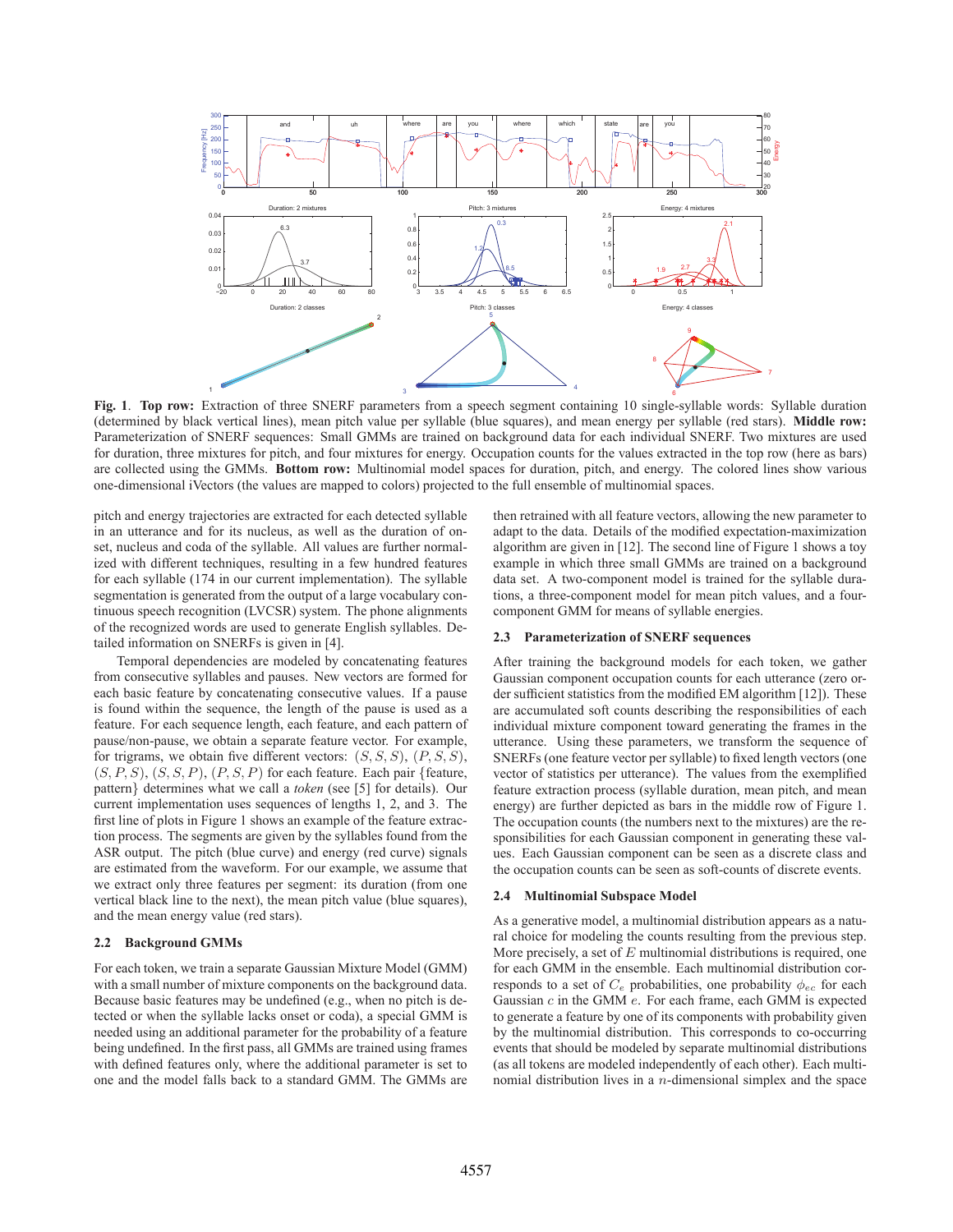Fig. 1. **Top row:** Extraction of three SNERF parameters from a speech segment containing 10 single-syllable words: Syllable duration (determined by black vertical lines), mean pitch value per syllable (blue squares), and mean energy per syllable (red stars). **Middle row:** Parameterization of SNERF sequences: Small GMMs are trained on background data for each individual SNERF. Two mixtures are used for duration, three mixtures for pitch, and four mixtures for energy. Occupation counts for the values extracted in the top row (here as bars) are collected using the GMMs. **Bottom row:** Multinomial model spaces for duration, pitch, and energy. The colored lines show various one-dimensional iVectors (the values are mapped to colors) projected to the full ensemble of multinomial spaces.

pitch and energy trajectories are extracted for each detected syllable in an utterance and for its nucleus, as well as the duration of onset, nucleus and coda of the syllable. All values are further normalized with different techniques, resulting in a few hundred features for each syllable (174 in our current implementation). The syllable segmentation is generated from the output of a large vocabulary continuous speech recognition (LVCSR) system. The phone alignments of the recognized words are used to generate English syllables. Detailed information on SNERFs is given in [4].

Temporal dependencies are modeled by concatenating features from consecutive syllables and pauses. New vectors are formed for each basic feature by concatenating consecutive values. If a pause is found within the sequence, the length of the pause is used as a feature. For each sequence length, each feature, and each pattern of pause/non-pause, we obtain a separate feature vector. For example, for trigrams, we obtain five different vectors: $(S, S, S)$, $(P, S, S)$, $(S, P, S)$, $(S, S, P)$, $(P, S, P)$ for each feature. Each pair {feature, pattern} determines what we call a *token* (see [5] for details). Our current implementation uses sequences of lengths 1, 2, and 3. The first line of plots in Figure 1 shows an example of the feature extraction process. The segments are given by the syllables found from the ASR output. The pitch (blue curve) and energy (red curve) signals are estimated from the waveform. For our example, we assume that we extract only three features per segment: its duration (from one vertical black line to the next), the mean pitch value (blue squares), and the mean energy value (red stars).

### 2.2 Background GMMs

For each token, we train a separate Gaussian Mixture Model (GMM) with a small number of mixture components on the background data. Because basic features may be undefined (e.g., when no pitch is detected or when the syllable lacks onset or coda), a special GMM is needed using an additional parameter for the probability of a feature being undefined. In the first pass, all GMMs are trained using frames with defined features only, where the additional parameter is set to one and the model falls back to a standard GMM. The GMMs are then retrained with all feature vectors, allowing the new parameter to adapt to the data. Details of the modified expectation-maximization algorithm are given in [12]. The second line of Figure 1 shows a toy example in which three small GMMs are trained on a background data set. A two-component model is trained for the syllable durations, a three-component model for mean pitch values, and a four-component GMM for means of syllable energies.

### 2.3 Parameterization of SNERF sequences

After training the background models for each token, we gather Gaussian component occupation counts for each utterance (zero order sufficient statistics from the modified EM algorithm [12]). These are accumulated soft counts describing the responsibilities of each individual mixture component toward generating the frames in the utterance. Using these parameters, we transform the sequence of SNERFs (one feature vector per syllable) to fixed length vectors (one vector of statistics per utterance). The values from the exemplified feature extraction process (syllable duration, mean pitch, and mean energy) are further depicted as bars in the middle row of Figure 1. The occupation counts (the numbers next to the mixtures) are the responsibilities for each Gaussian component in generating these values. Each Gaussian component can be seen as a discrete class and the occupation counts can be seen as soft-counts of discrete events.

### 2.4 Multinomial Subspace Model

As a generative model, a multinomial distribution appears as a natural choice for modeling the counts resulting from the previous step. More precisely, a set of $E$ multinomial distributions is required, one for each GMM in the ensemble. Each multinomial distribution corresponds to a set of $C_e$ probabilities, one probability $\phi_{ec}$ for each Gaussian $c$ in the GMM $e$. For each frame, each GMM is expected to generate a feature by one of its components with probability given by the multinomial distribution. This corresponds to co-occurring events that should be modeled by separate multinomial distributions (as all tokens are modeled independently of each other). Each multinomial distribution lives in a $n$-dimensional simplex and the space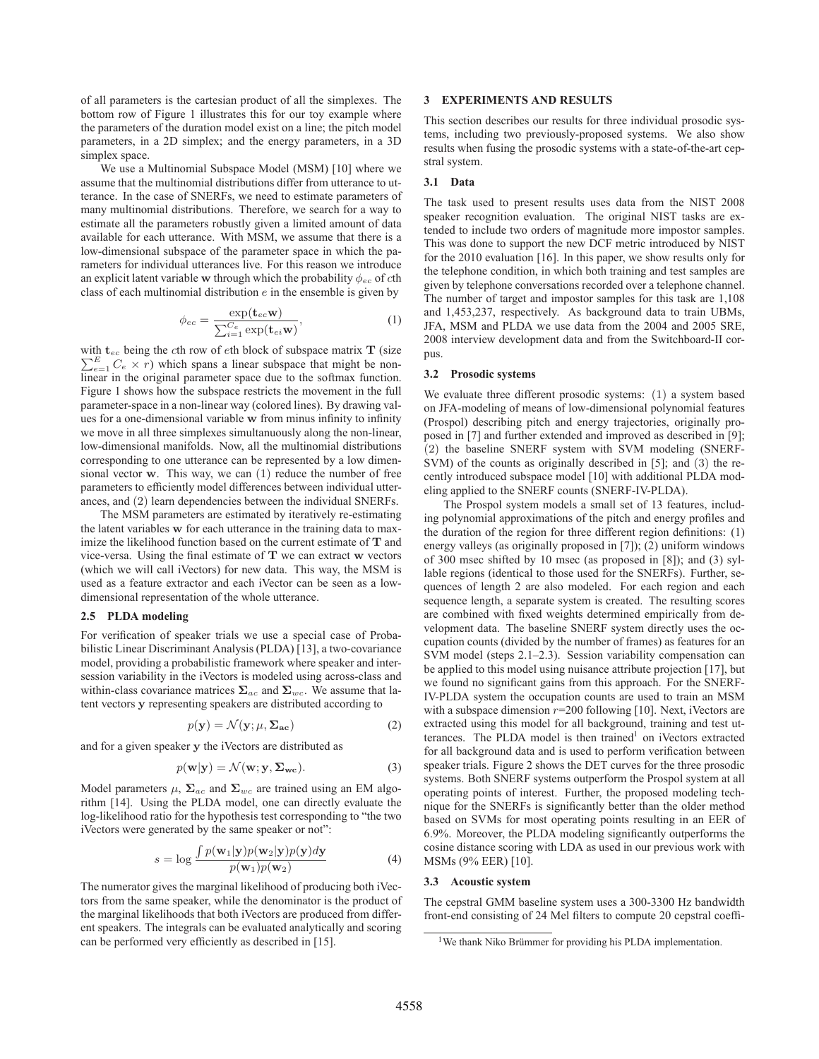of all parameters is the cartesian product of all the simplexes. The bottom row of Figure 1 illustrates this for our toy example where the parameters of the duration model exist on a line; the pitch model parameters, in a 2D simplex; and the energy parameters, in a 3D simplex space.

We use a Multinomial Subspace Model (MSM) [10] where we assume that the multinomial distributions differ from utterance to utterance. In the case of SNERFs, we need to estimate parameters of many multinomial distributions. Therefore, we search for a way to estimate all the parameters robustly given a limited amount of data available for each utterance. With MSM, we assume that there is a low-dimensional subspace of the parameter space in which the parameters for individual utterances live. For this reason we introduce an explicit latent variable $\mathbf{w}$ through which the probability $\phi_{ec}$ of $c$th class of each multinomial distribution $e$ in the ensemble is given by

$$\phi_{ec} = \frac{\exp(\mathbf{t}_{ec}\mathbf{w})}{\sum_{i=1}^{C_e} \exp(\mathbf{t}_{ei}\mathbf{w})}, \tag{1}$$

with $\mathbf{t}_{ec}$ being the $c$th row of $e$th block of subspace matrix $\mathbf{T}$ (size $\sum_{e=1}^{E} C_e \times r$) which spans a linear subspace that might be nonlinear in the original parameter space due to the softmax function. Figure 1 shows how the subspace restricts the movement in the full parameter-space in a non-linear way (colored lines). By drawing values for a one-dimensional variable $\mathbf{w}$ from minus infinity to infinity we move in all three simplexes simultanuously along the non-linear, low-dimensional manifolds. Now, all the multinomial distributions corresponding to one utterance can be represented by a low dimensional vector $\mathbf{w}$. This way, we can (1) reduce the number of free parameters to efficiently model differences between individual utterances, and (2) learn dependencies between the individual SNERFs.

The MSM parameters are estimated by iteratively re-estimating the latent variables $\mathbf{w}$ for each utterance in the training data to maximize the likelihood function based on the current estimate of $\mathbf{T}$ and vice-versa. Using the final estimate of $\mathbf{T}$ we can extract $\mathbf{w}$ vectors (which we will call iVectors) for new data. This way, the MSM is used as a feature extractor and each iVector can be seen as a low-dimensional representation of the whole utterance.

### 2.5 PLDA modeling

For verification of speaker trials we use a special case of Probabilistic Linear Discriminant Analysis (PLDA) [13], a two-covariance model, providing a probabilistic framework where speaker and intersession variability in the iVectors is modeled using across-class and within-class covariance matrices $\mathbf{\Sigma}_{ac}$ and $\mathbf{\Sigma}_{wc}$. We assume that latent vectors $\mathbf{y}$ representing speakers are distributed according to

$$p(\mathbf{y}) = \mathcal{N}(\mathbf{y}; \mu, \mathbf{\Sigma_{ac}}) \tag{2}$$

and for a given speaker $\mathbf{y}$ the iVectors are distributed as

$$p(\mathbf{w}|\mathbf{y}) = \mathcal{N}(\mathbf{w}; \mathbf{y}, \mathbf{\Sigma_{wc}}). \tag{3}$$

Model parameters $\mu$, $\mathbf{\Sigma}_{ac}$ and $\mathbf{\Sigma}_{wc}$ are trained using an EM algorithm [14]. Using the PLDA model, one can directly evaluate the log-likelihood ratio for the hypothesis test corresponding to "the two iVectors were generated by the same speaker or not":

$$s = \log \frac{\int p(\mathbf{w}_1|\mathbf{y})p(\mathbf{w}_2|\mathbf{y})p(\mathbf{y})d\mathbf{y}}{p(\mathbf{w}_1)p(\mathbf{w}_2)} \tag{4}$$

The numerator gives the marginal likelihood of producing both iVectors from the same speaker, while the denominator is the product of the marginal likelihoods that both iVectors are produced from different speakers. The integrals can be evaluated analytically and scoring can be performed very efficiently as described in [15].

## 3 EXPERIMENTS AND RESULTS

This section describes our results for three individual prosodic systems, including two previously-proposed systems. We also show results when fusing the prosodic systems with a state-of-the-art cepstral system.

### 3.1 Data

The task used to present results uses data from the NIST 2008 speaker recognition evaluation. The original NIST tasks are extended to include two orders of magnitude more impostor samples. This was done to support the new DCF metric introduced by NIST for the 2010 evaluation [16]. In this paper, we show results only for the telephone condition, in which both training and test samples are given by telephone conversations recorded over a telephone channel. The number of target and impostor samples for this task are 1,108 and 1,453,237, respectively. As background data to train UBMs, JFA, MSM and PLDA we use data from the 2004 and 2005 SRE, 2008 interview development data and from the Switchboard-II corpus.

### 3.2 Prosodic systems

We evaluate three different prosodic systems: (1) a system based on JFA-modeling of means of low-dimensional polynomial features (Prospol) describing pitch and energy trajectories, originally proposed in [7] and further extended and improved as described in [9]; (2) the baseline SNERF system with SVM modeling (SNERF-SVM) of the counts as originally described in [5]; and (3) the recently introduced subspace model [10] with additional PLDA modeling applied to the SNERF counts (SNERF-IV-PLDA).

The Prospol system models a small set of 13 features, including polynomial approximations of the pitch and energy profiles and the duration of the region for three different region definitions: (1) energy valleys (as originally proposed in [7]); (2) uniform windows of 300 msec shifted by 10 msec (as proposed in [8]); and (3) syllable regions (identical to those used for the SNERFs). Further, sequences of length 2 are also modeled. For each region and each sequence length, a separate system is created. The resulting scores are combined with fixed weights determined empirically from development data. The baseline SNERF system directly uses the occupation counts (divided by the number of frames) as features for an SVM model (steps 2.1–2.3). Session variability compensation can be applied to this model using nuisance attribute projection [17], but we found no significant gains from this approach. For the SNERF-IV-PLDA system the occupation counts are used to train an MSM with a subspace dimension $r$=200 following [10]. Next, iVectors are extracted using this model for all background, training and test utterances. The PLDA model is then trained[1] on iVectors extracted for all background data and is used to perform verification between speaker trials. Figure 2 shows the DET curves for the three prosodic systems. Both SNERF systems outperform the Prospol system at all operating points of interest. Further, the proposed modeling technique for the SNERFs is significantly better than the older method based on SVMs for most operating points resulting in an EER of 6.9%. Moreover, the PLDA modeling significantly outperforms the cosine distance scoring with LDA as used in our previous work with MSMs (9% EER) [10].

### 3.3 Acoustic system

The cepstral GMM baseline system uses a 300-3300 Hz bandwidth front-end consisting of 24 Mel filters to compute 20 cepstral coeffi-

[1] We thank Niko Brümmer for providing his PLDA implementation.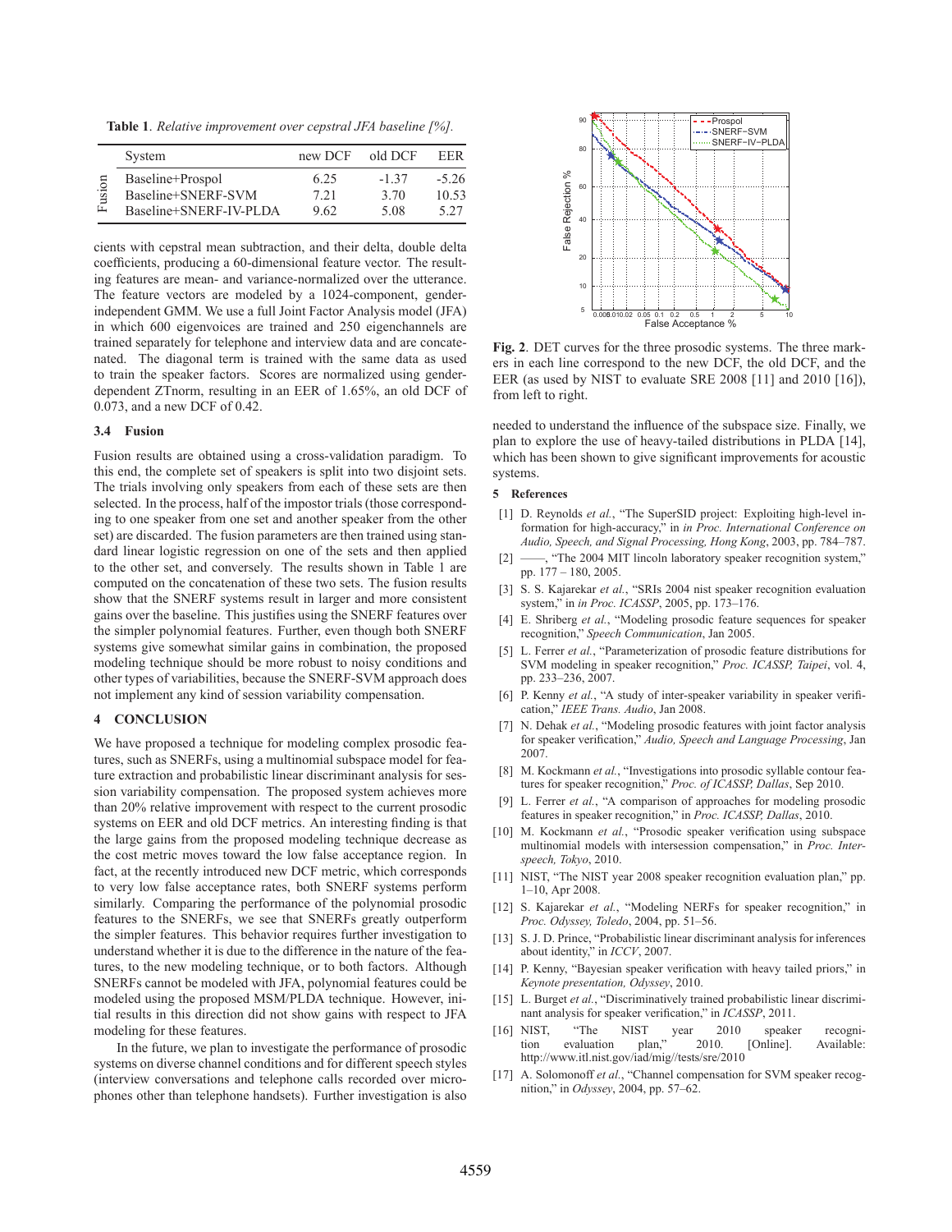**Table 1**. *Relative improvement over cepstral JFA baseline [%].*

| | System | new DCF | old DCF | EER |
|---|---|---|---|---|
| Fusion | Baseline+Prospol | 6.25 | -1.37 | -5.26 |
| | Baseline+SNERF-SVM | 7.21 | 3.70 | 10.53 |
| | Baseline+SNERF-IV-PLDA | 9.62 | 5.08 | 5.27 |

cients with cepstral mean subtraction, and their delta, double delta coefficients, producing a 60-dimensional feature vector. The resulting features are mean- and variance-normalized over the utterance. The feature vectors are modeled by a 1024-component, gender-independent GMM. We use a full Joint Factor Analysis model (JFA) in which 600 eigenvoices are trained and 250 eigenchannels are trained separately for telephone and interview data and are concatenated. The diagonal term is trained with the same data as used to train the speaker factors. Scores are normalized using gender-dependent ZTnorm, resulting in an EER of 1.65%, an old DCF of 0.073, and a new DCF of 0.42.

### 3.4 Fusion

Fusion results are obtained using a cross-validation paradigm. To this end, the complete set of speakers is split into two disjoint sets. The trials involving only speakers from each of these sets are then selected. In the process, half of the impostor trials (those corresponding to one speaker from one set and another speaker from the other set) are discarded. The fusion parameters are then trained using standard linear logistic regression on one of the sets and then applied to the other set, and conversely. The results shown in Table 1 are computed on the concatenation of these two sets. The fusion results show that the SNERF systems result in larger and more consistent gains over the baseline. This justifies using the SNERF features over the simpler polynomial features. Further, even though both SNERF systems give somewhat similar gains in combination, the proposed modeling technique should be more robust to noisy conditions and other types of variabilities, because the SNERF-SVM approach does not implement any kind of session variability compensation.

## 4 CONCLUSION

We have proposed a technique for modeling complex prosodic features, such as SNERFs, using a multinomial subspace model for feature extraction and probabilistic linear discriminant analysis for session variability compensation. The proposed system achieves more than 20% relative improvement with respect to the current prosodic systems on EER and old DCF metrics. An interesting finding is that the large gains from the proposed modeling technique decrease as the cost metric moves toward the low false acceptance region. In fact, at the recently introduced new DCF metric, which corresponds to very low false acceptance rates, both SNERF systems perform similarly. Comparing the performance of the polynomial prosodic features to the SNERFs, we see that SNERFs greatly outperform the simpler features. This behavior requires further investigation to understand whether it is due to the difference in the nature of the features, to the new modeling technique, or to both factors. Although SNERFs cannot be modeled with JFA, polynomial features could be modeled using the proposed MSM/PLDA technique. However, initial results in this direction did not show gains with respect to JFA modeling for these features.

In the future, we plan to investigate the performance of prosodic systems on diverse channel conditions and for different speech styles (interview conversations and telephone calls recorded over microphones other than telephone handsets). Further investigation is also

Prospol
SNERF−SVM
SNERF−IV−PLDA

False Rejection %
90
80
60
40
20
10
5

False Acceptance %
0.0050.010.02 0.05 0.1 0.2 0.5 1 2 5 10

**Fig. 2**. DET curves for the three prosodic systems. The three markers in each line correspond to the new DCF, the old DCF, and the EER (as used by NIST to evaluate SRE 2008 [11] and 2010 [16]), from left to right.

needed to understand the influence of the subspace size. Finally, we plan to explore the use of heavy-tailed distributions in PLDA [14], which has been shown to give significant improvements for acoustic systems.

## 5 References

[1] D. Reynolds *et al.*, "The SuperSID project: Exploiting high-level information for high-accuracy," in *in Proc. International Conference on Audio, Speech, and Signal Processing, Hong Kong*, 2003, pp. 784–787.

[2] ——, "The 2004 MIT lincoln laboratory speaker recognition system," pp. 177 – 180, 2005.

[3] S. S. Kajarekar *et al.*, "SRIs 2004 nist speaker recognition evaluation system," in *in Proc. ICASSP*, 2005, pp. 173–176.

[4] E. Shriberg *et al.*, "Modeling prosodic feature sequences for speaker recognition," *Speech Communication*, Jan 2005.

[5] L. Ferrer *et al.*, "Parameterization of prosodic feature distributions for SVM modeling in speaker recognition," *Proc. ICASSP, Taipei*, vol. 4, pp. 233–236, 2007.

[6] P. Kenny *et al.*, "A study of inter-speaker variability in speaker verification," *IEEE Trans. Audio*, Jan 2008.

[7] N. Dehak *et al.*, "Modeling prosodic features with joint factor analysis for speaker verification," *Audio, Speech and Language Processing*, Jan 2007.

[8] M. Kockmann *et al.*, "Investigations into prosodic syllable contour features for speaker recognition," *Proc. of ICASSP, Dallas*, Sep 2010.

[9] L. Ferrer *et al.*, "A comparison of approaches for modeling prosodic features in speaker recognition," in *Proc. ICASSP, Dallas*, 2010.

[10] M. Kockmann *et al.*, "Prosodic speaker verification using subspace multinomial models with intersession compensation," in *Proc. Interspeech, Tokyo*, 2010.

[11] NIST, "The NIST year 2008 speaker recognition evaluation plan," pp. 1–10, Apr 2008.

[12] S. Kajarekar *et al.*, "Modeling NERFs for speaker recognition," in *Proc. Odyssey, Toledo*, 2004, pp. 51–56.

[13] S. J. D. Prince, "Probabilistic linear discriminant analysis for inferences about identity," in *ICCV*, 2007.

[14] P. Kenny, "Bayesian speaker verification with heavy tailed priors," in *Keynote presentation, Odyssey*, 2010.

[15] L. Burget *et al.*, "Discriminatively trained probabilistic linear discriminant analysis for speaker verification," in *ICASSP*, 2011.

[16] NIST, "The NIST year 2010 speaker recognition evaluation plan," 2010. [Online]. Available: http://www.itl.nist.gov/iad/mig//tests/sre/2010

[17] A. Solomonoff *et al.*, "Channel compensation for SVM speaker recognition," in *Odyssey*, 2004, pp. 57–62.